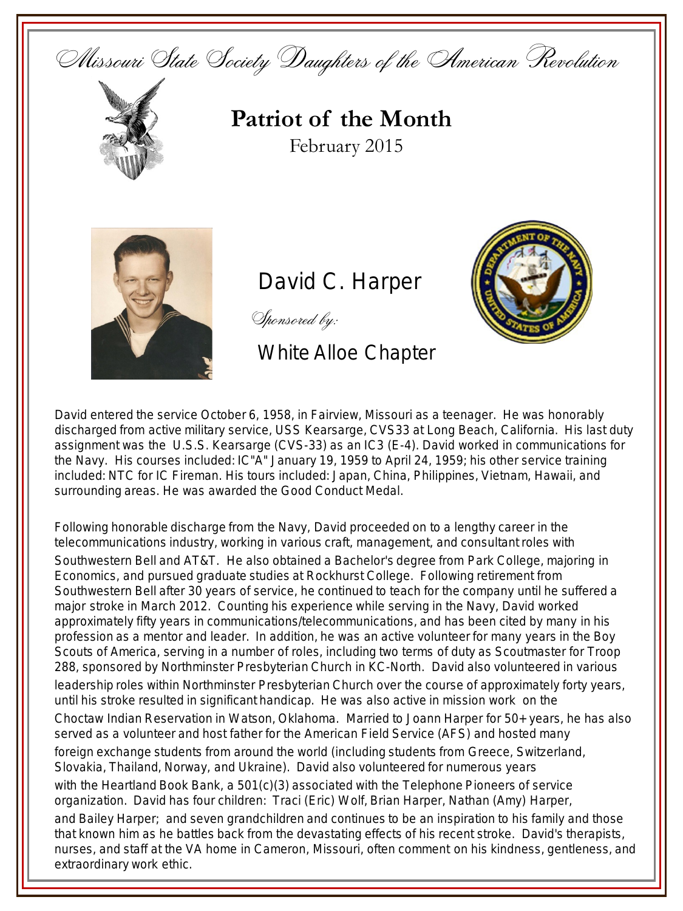*Missouri State Society Daughters of the American Revolution*

# Patriot of the Month

February 2015

## David C. Harper

*Sponsored by:*

White Alloe Chapter

David entered the service October 6, 1958, in Fairview, Missouri as a teenager. He was honorably discharged from active military service, USS Kearsarge, CVS33 at Long Beach, California. His last duty assignment was the U.S.S. Kearsarge (CVS-33) as an IC3 (E-4). David worked in communications for the Navy. His courses included: IC"A" January 19, 1959 to April 24, 1959; his other service training included: NTC for IC Fireman. His tours included: Japan, China, Philippines, Vietnam, Hawaii, and surrounding areas. He was awarded the Good Conduct Medal.

Following honorable discharge from the Navy, David proceeded on to a lengthy career in the telecommunications industry, working in various craft, management, and consultant roles with Southwestern Bell and AT&T. He also obtained a Bachelor's degree from Park College, majoring in Economics, and pursued graduate studies at Rockhurst College. Following retirement from Southwestern Bell after 30 years of service, he continued to teach for the company until he suffered a major stroke in March 2012. Counting his experience while serving in the Navy, David worked approximately fifty years in communications/telecommunications, and has been cited by many in his profession as a mentor and leader. In addition, he was an active volunteer for many years in the Boy Scouts of America, serving in a number of roles, including two terms of duty as Scoutmaster for Troop 288, sponsored by Northminster Presbyterian Church in KC-North. David also volunteered in various leadership roles within Northminster Presbyterian Church over the course of approximately forty years, until his stroke resulted in significant handicap. He was also active in mission work on the Choctaw Indian Reservation in Watson, Oklahoma. Married to Joann Harper for 50+ years, he has also served as a volunteer and host father for the American Field Service (AFS) and hosted many foreign exchange students from around the world (including students from Greece, Switzerland, Slovakia, Thailand, Norway, and Ukraine). David also volunteered for numerous years with the Heartland Book Bank, a 501(c)(3) associated with the Telephone Pioneers of service organization. David has four children: Traci (Eric) Wolf, Brian Harper, Nathan (Amy) Harper, and Bailey Harper; and seven grandchildren and continues to be an inspiration to his family and those that known him as he battles back from the devastating effects of his recent stroke. David's therapists, nurses, and staff at the VA home in Cameron, Missouri, often comment on his kindness, gentleness, and extraordinary work ethic.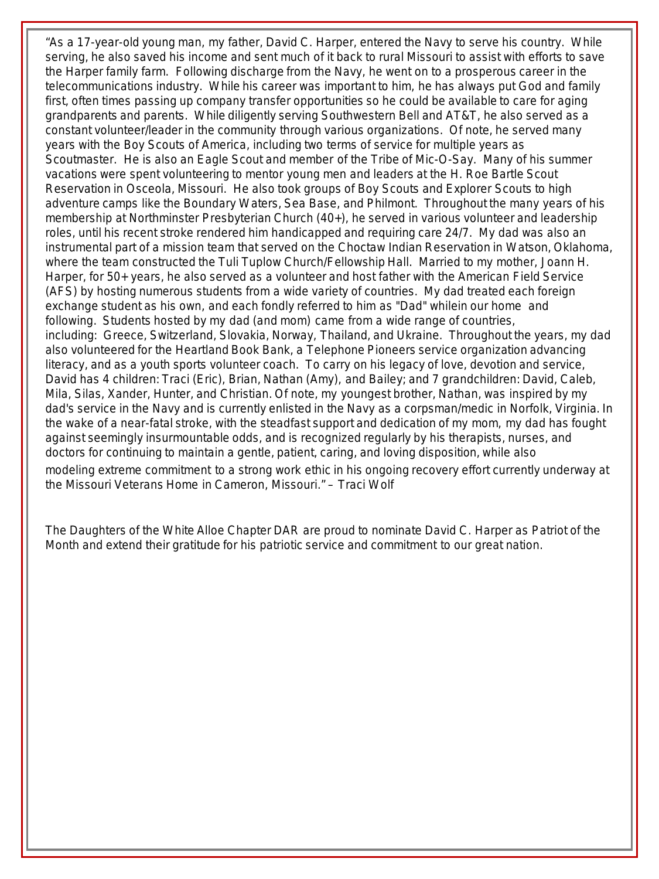"As a 17-year-old young man, my father, David C. Harper, entered the Navy to serve his country. While serving, he also saved his income and sent much of it back to rural Missouri to assist with efforts to save the Harper family farm. Following discharge from the Navy, he went on to a prosperous career in the telecommunications industry. While his career was important to him, he has always put God and family first, often times passing up company transfer opportunities so he could be available to care for aging grandparents and parents. While diligently serving Southwestern Bell and AT&T, he also served as a constant volunteer/leader in the community through various organizations. Of note, he served many years with the Boy Scouts of America, including two terms of service for multiple years as Scoutmaster. He is also an Eagle Scout and member of the Tribe of Mic-O-Say. Many of his summer vacations were spent volunteering to mentor young men and leaders at the H. Roe Bartle Scout Reservation in Osceola, Missouri. He also took groups of Boy Scouts and Explorer Scouts to high adventure camps like the Boundary Waters, Sea Base, and Philmont. Throughout the many years of his membership at Northminster Presbyterian Church (40+), he served in various volunteer and leadership roles, until his recent stroke rendered him handicapped and requiring care 24/7. My dad was also an instrumental part of a mission team that served on the Choctaw Indian Reservation in Watson, Oklahoma, where the team constructed the Tuli Tuplow Church/Fellowship Hall. Married to my mother, Joann H. Harper, for 50+ years, he also served as a volunteer and host father with the American Field Service (AFS) by hosting numerous students from a wide variety of countries. My dad treated each foreign exchange student as his own, and each fondly referred to him as "Dad" whilein our home and following. Students hosted by my dad (and mom) came from a wide range of countries, including: Greece, Switzerland, Slovakia, Norway, Thailand, and Ukraine. Throughout the years, my dad also volunteered for the Heartland Book Bank, a Telephone Pioneers service organization advancing literacy, and as a youth sports volunteer coach. To carry on his legacy of love, devotion and service, David has 4 children: Traci (Eric), Brian, Nathan (Amy), and Bailey; and 7 grandchildren: David, Caleb, Mila, Silas, Xander, Hunter, and Christian. Of note, my youngest brother, Nathan, was inspired by my dad's service in the Navy and is currently enlisted in the Navy as a corpsman/medic in Norfolk, Virginia. In the wake of a near-fatal stroke, with the steadfast support and dedication of my mom, my dad has fought against seemingly insurmountable odds, and is recognized regularly by his therapists, nurses, and doctors for continuing to maintain a gentle, patient, caring, and loving disposition, while also modeling extreme commitment to a strong work ethic in his ongoing recovery effort currently underway at the Missouri Veterans Home in Cameron, Missouri." – Traci Wolf

The Daughters of the White Alloe Chapter DAR are proud to nominate David C. Harper as Patriot of the Month and extend their gratitude for his patriotic service and commitment to our great nation.